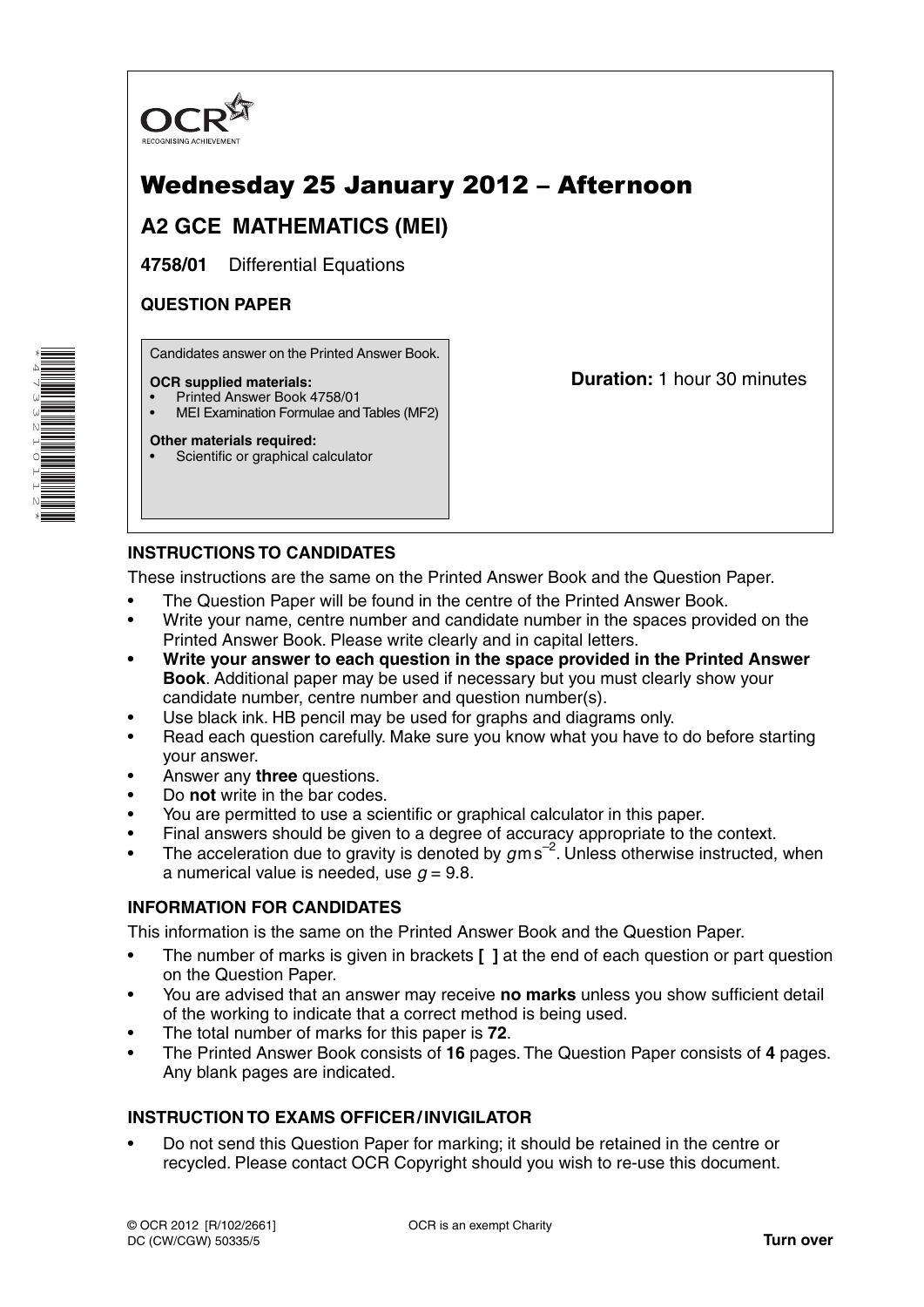OCR
RECOGNISING ACHIEVEMENT

# Wednesday 25 January 2012 – Afternoon

## A2 GCE MATHEMATICS (MEI)

**4758/01** Differential Equations

**QUESTION PAPER**

Candidates answer on the Printed Answer Book.

**OCR supplied materials:**
- Printed Answer Book 4758/01
- MEI Examination Formulae and Tables (MF2)

**Other materials required:**
- Scientific or graphical calculator

**Duration:** 1 hour 30 minutes

### INSTRUCTIONS TO CANDIDATES

These instructions are the same on the Printed Answer Book and the Question Paper.

- The Question Paper will be found in the centre of the Printed Answer Book.
- Write your name, centre number and candidate number in the spaces provided on the Printed Answer Book. Please write clearly and in capital letters.
- **Write your answer to each question in the space provided in the Printed Answer Book**. Additional paper may be used if necessary but you must clearly show your candidate number, centre number and question number(s).
- Use black ink. HB pencil may be used for graphs and diagrams only.
- Read each question carefully. Make sure you know what you have to do before starting your answer.
- Answer any **three** questions.
- Do **not** write in the bar codes.
- You are permitted to use a scientific or graphical calculator in this paper.
- Final answers should be given to a degree of accuracy appropriate to the context.
- The acceleration due to gravity is denoted by $g\,\text{m}\,\text{s}^{-2}$. Unless otherwise instructed, when a numerical value is needed, use $g = 9.8$.

### INFORMATION FOR CANDIDATES

This information is the same on the Printed Answer Book and the Question Paper.

- The number of marks is given in brackets **[ ]** at the end of each question or part question on the Question Paper.
- You are advised that an answer may receive **no marks** unless you show sufficient detail of the working to indicate that a correct method is being used.
- The total number of marks for this paper is **72**.
- The Printed Answer Book consists of **16** pages. The Question Paper consists of **4** pages. Any blank pages are indicated.

### INSTRUCTION TO EXAMS OFFICER / INVIGILATOR

- Do not send this Question Paper for marking; it should be retained in the centre or recycled. Please contact OCR Copyright should you wish to re-use this document.

© OCR 2012 [R/102/2661]
DC (CW/CGW) 50335/5

OCR is an exempt Charity

**Turn over**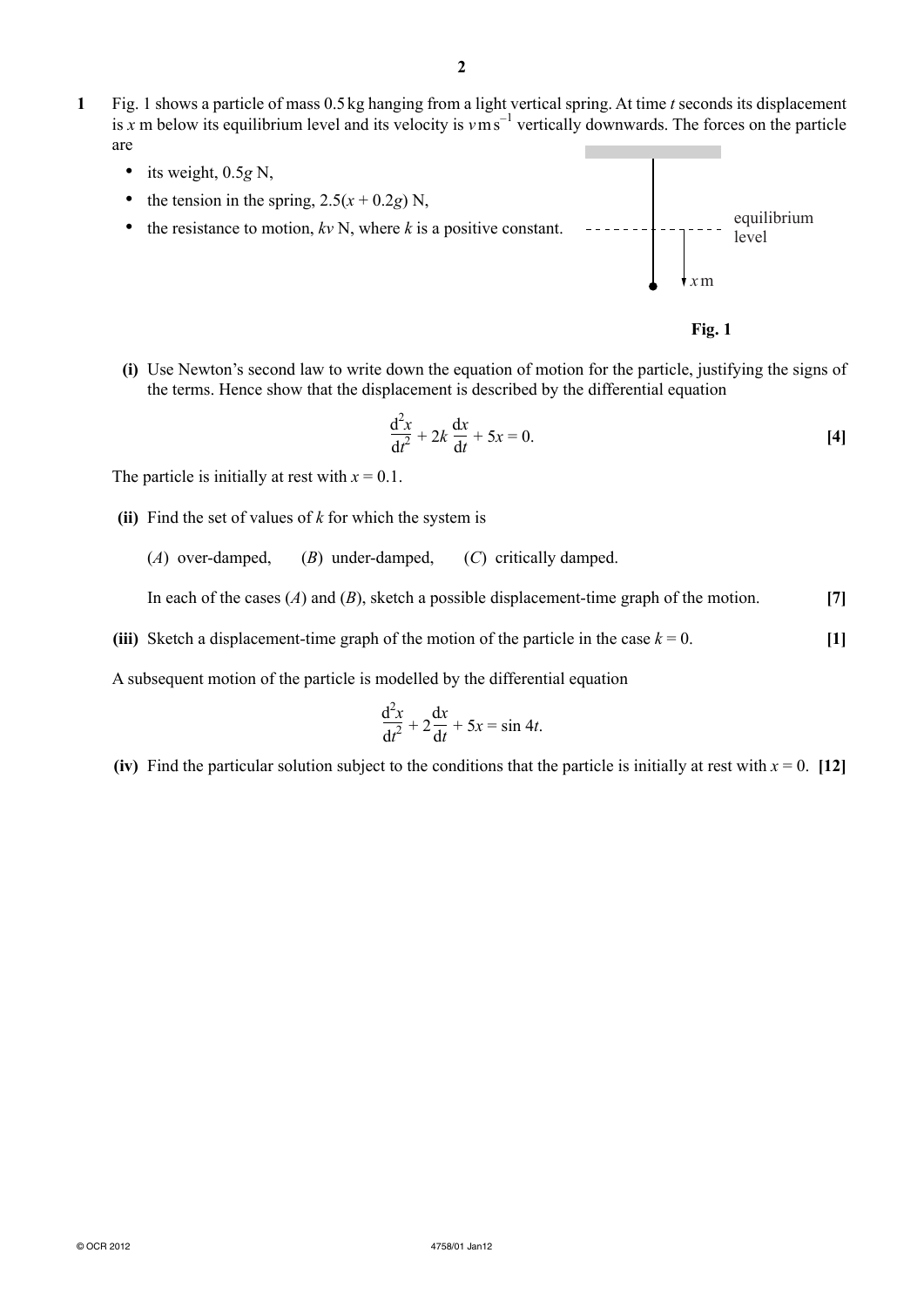**1** Fig. 1 shows a particle of mass 0.5 kg hanging from a light vertical spring. At time $t$ seconds its displacement is $x$ m below its equilibrium level and its velocity is $v$ m s$^{-1}$ vertically downwards. The forces on the particle are

- its weight, $0.5g$ N,
- the tension in the spring, $2.5(x + 0.2g)$ N,
- the resistance to motion, $kv$ N, where $k$ is a positive constant.

equilibrium level

$x$ m

**Fig. 1**

**(i)** Use Newton's second law to write down the equation of motion for the particle, justifying the signs of the terms. Hence show that the displacement is described by the differential equation

$$\frac{\mathrm{d}^2x}{\mathrm{d}t^2} + 2k\frac{\mathrm{d}x}{\mathrm{d}t} + 5x = 0. \qquad \textbf{[4]}$$

The particle is initially at rest with $x = 0.1$.

**(ii)** Find the set of values of $k$ for which the system is

($A$) over-damped, ($B$) under-damped, ($C$) critically damped.

In each of the cases ($A$) and ($B$), sketch a possible displacement-time graph of the motion. **[7]**

**(iii)** Sketch a displacement-time graph of the motion of the particle in the case $k = 0$. **[1]**

A subsequent motion of the particle is modelled by the differential equation

$$\frac{\mathrm{d}^2x}{\mathrm{d}t^2} + 2\frac{\mathrm{d}x}{\mathrm{d}t} + 5x = \sin 4t.$$

**(iv)** Find the particular solution subject to the conditions that the particle is initially at rest with $x = 0$. **[12]**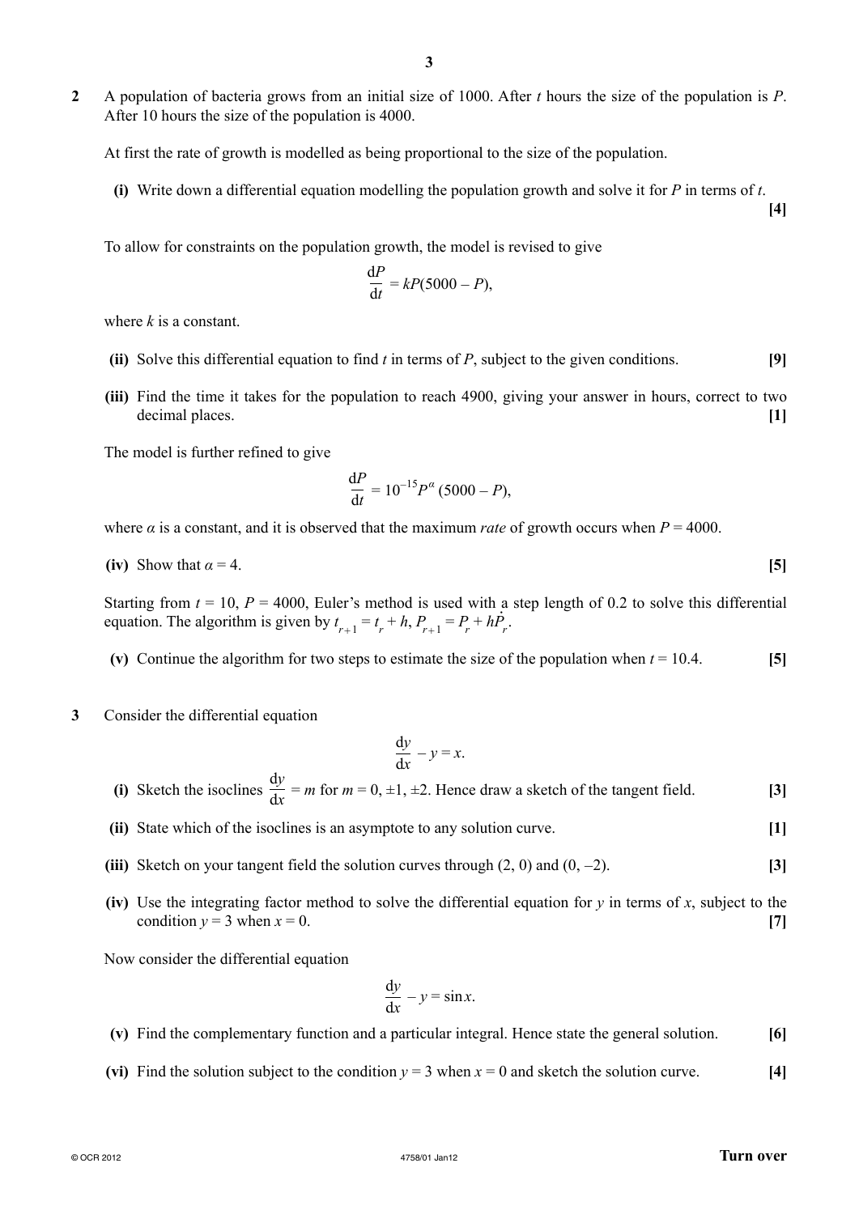**2** A population of bacteria grows from an initial size of 1000. After $t$ hours the size of the population is $P$. After 10 hours the size of the population is 4000.

At first the rate of growth is modelled as being proportional to the size of the population.

**(i)** Write down a differential equation modelling the population growth and solve it for $P$ in terms of $t$. **[4]**

To allow for constraints on the population growth, the model is revised to give

$$\frac{dP}{dt} = kP(5000 - P),$$

where $k$ is a constant.

**(ii)** Solve this differential equation to find $t$ in terms of $P$, subject to the given conditions. **[9]**

**(iii)** Find the time it takes for the population to reach 4900, giving your answer in hours, correct to two decimal places. **[1]**

The model is further refined to give

$$\frac{dP}{dt} = 10^{-15}P^{\alpha}(5000 - P),$$

where $\alpha$ is a constant, and it is observed that the maximum *rate* of growth occurs when $P = 4000$.

**(iv)** Show that $\alpha = 4$. **[5]**

Starting from $t = 10$, $P = 4000$, Euler's method is used with a step length of 0.2 to solve this differential equation. The algorithm is given by $t_{r+1} = t_r + h$, $P_{r+1} = P_r + h\dot{P}_r$.

**(v)** Continue the algorithm for two steps to estimate the size of the population when $t = 10.4$. **[5]**

**3** Consider the differential equation

$$\frac{dy}{dx} - y = x.$$

**(i)** Sketch the isoclines $\frac{dy}{dx} = m$ for $m = 0, \pm 1, \pm 2$. Hence draw a sketch of the tangent field. **[3]**

**(ii)** State which of the isoclines is an asymptote to any solution curve. **[1]**

**(iii)** Sketch on your tangent field the solution curves through $(2, 0)$ and $(0, -2)$. **[3]**

**(iv)** Use the integrating factor method to solve the differential equation for $y$ in terms of $x$, subject to the condition $y = 3$ when $x = 0$. **[7]**

Now consider the differential equation

$$\frac{dy}{dx} - y = \sin x.$$

**(v)** Find the complementary function and a particular integral. Hence state the general solution. **[6]**

**(vi)** Find the solution subject to the condition $y = 3$ when $x = 0$ and sketch the solution curve. **[4]**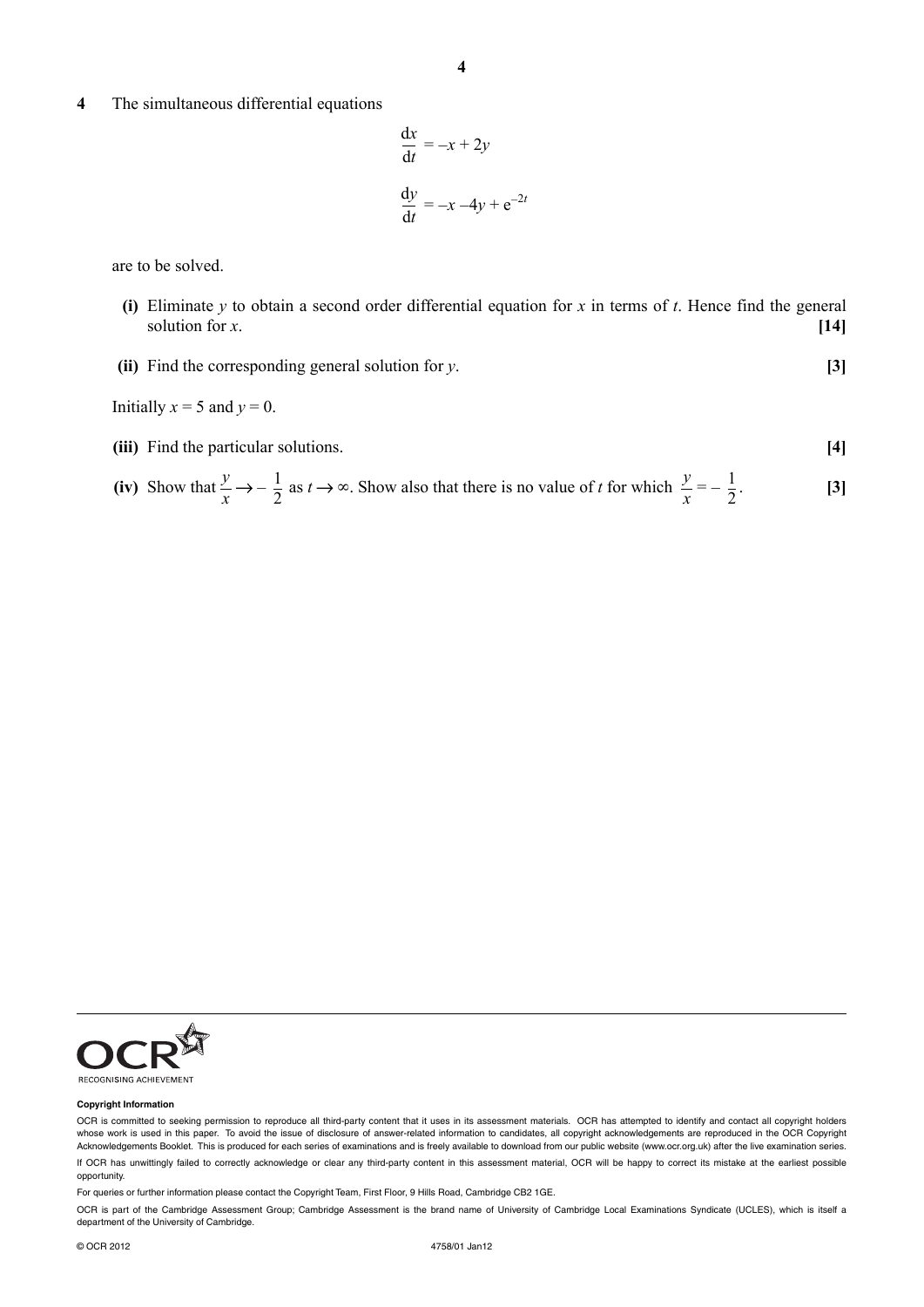**4** The simultaneous differential equations

$$\frac{dx}{dt} = -x + 2y$$

$$\frac{dy}{dt} = -x - 4y + e^{-2t}$$

are to be solved.

**(i)** Eliminate $y$ to obtain a second order differential equation for $x$ in terms of $t$. Hence find the general solution for $x$. **[14]**

**(ii)** Find the corresponding general solution for $y$. **[3]**

Initially $x = 5$ and $y = 0$.

**(iii)** Find the particular solutions. **[4]**

**(iv)** Show that $\frac{y}{x} \to -\frac{1}{2}$ as $t \to \infty$. Show also that there is no value of $t$ for which $\frac{y}{x} = -\frac{1}{2}$. **[3]**

**Copyright Information**

OCR is committed to seeking permission to reproduce all third-party content that it uses in its assessment materials. OCR has attempted to identify and contact all copyright holders whose work is used in this paper. To avoid the issue of disclosure of answer-related information to candidates, all copyright acknowledgements are reproduced in the OCR Copyright Acknowledgements Booklet. This is produced for each series of examinations and is freely available to download from our public website (www.ocr.org.uk) after the live examination series.

If OCR has unwittingly failed to correctly acknowledge or clear any third-party content in this assessment material, OCR will be happy to correct its mistake at the earliest possible opportunity.

For queries or further information please contact the Copyright Team, First Floor, 9 Hills Road, Cambridge CB2 1GE.

OCR is part of the Cambridge Assessment Group; Cambridge Assessment is the brand name of University of Cambridge Local Examinations Syndicate (UCLES), which is itself a department of the University of Cambridge.

© OCR 2012 4758/01 Jan12